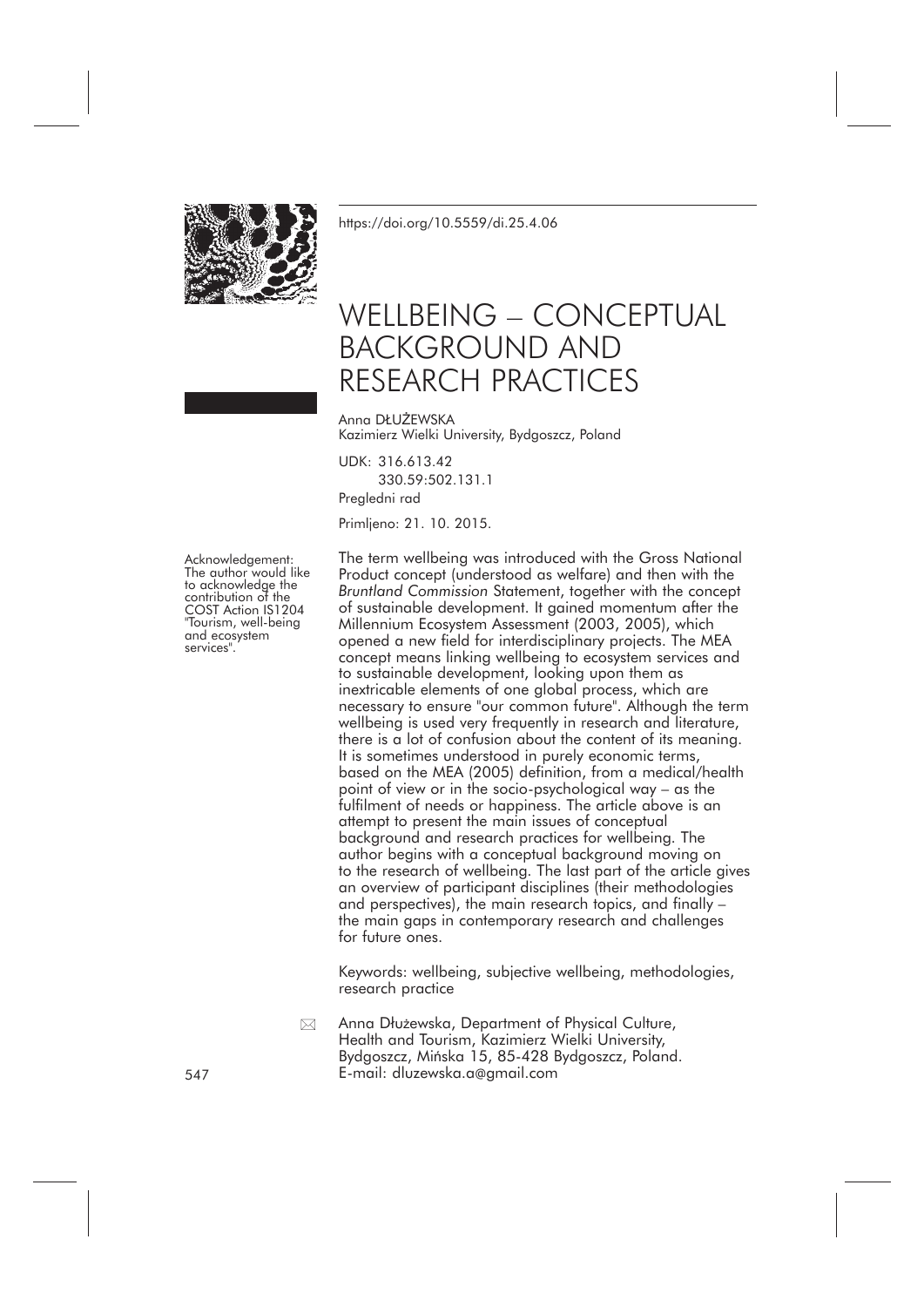https://doi.org/10.5559/di.25.4.06

# WELLBEING – CONCEPTUAL BACKGROUND AND RESEARCH PRACTICES

Anna DŁUŻEWSKA
Kazimierz Wielki University, Bydgoszcz, Poland

UDK: 316.613.42
330.59:502.131.1
Pregledni rad

Primljeno: 21. 10. 2015.

Acknowledgement: The author would like to acknowledge the contribution of the COST Action IS1204 "Tourism, well-being and ecosystem services".

The term wellbeing was introduced with the Gross National Product concept (understood as welfare) and then with the *Bruntland Commission* Statement, together with the concept of sustainable development. It gained momentum after the Millennium Ecosystem Assessment (2003, 2005), which opened a new field for interdisciplinary projects. The MEA concept means linking wellbeing to ecosystem services and to sustainable development, looking upon them as inextricable elements of one global process, which are necessary to ensure "our common future". Although the term wellbeing is used very frequently in research and literature, there is a lot of confusion about the content of its meaning. It is sometimes understood in purely economic terms, based on the MEA (2005) definition, from a medical/health point of view or in the socio-psychological way – as the fulfilment of needs or happiness. The article above is an attempt to present the main issues of conceptual background and research practices for wellbeing. The author begins with a conceptual background moving on to the research of wellbeing. The last part of the article gives an overview of participant disciplines (their methodologies and perspectives), the main research topics, and finally – the main gaps in contemporary research and challenges for future ones.

Keywords: wellbeing, subjective wellbeing, methodologies, research practice

Anna Dłużewska, Department of Physical Culture, Health and Tourism, Kazimierz Wielki University, Bydgoszcz, Mińska 15, 85-428 Bydgoszcz, Poland. E-mail: dluzewska.a@gmail.com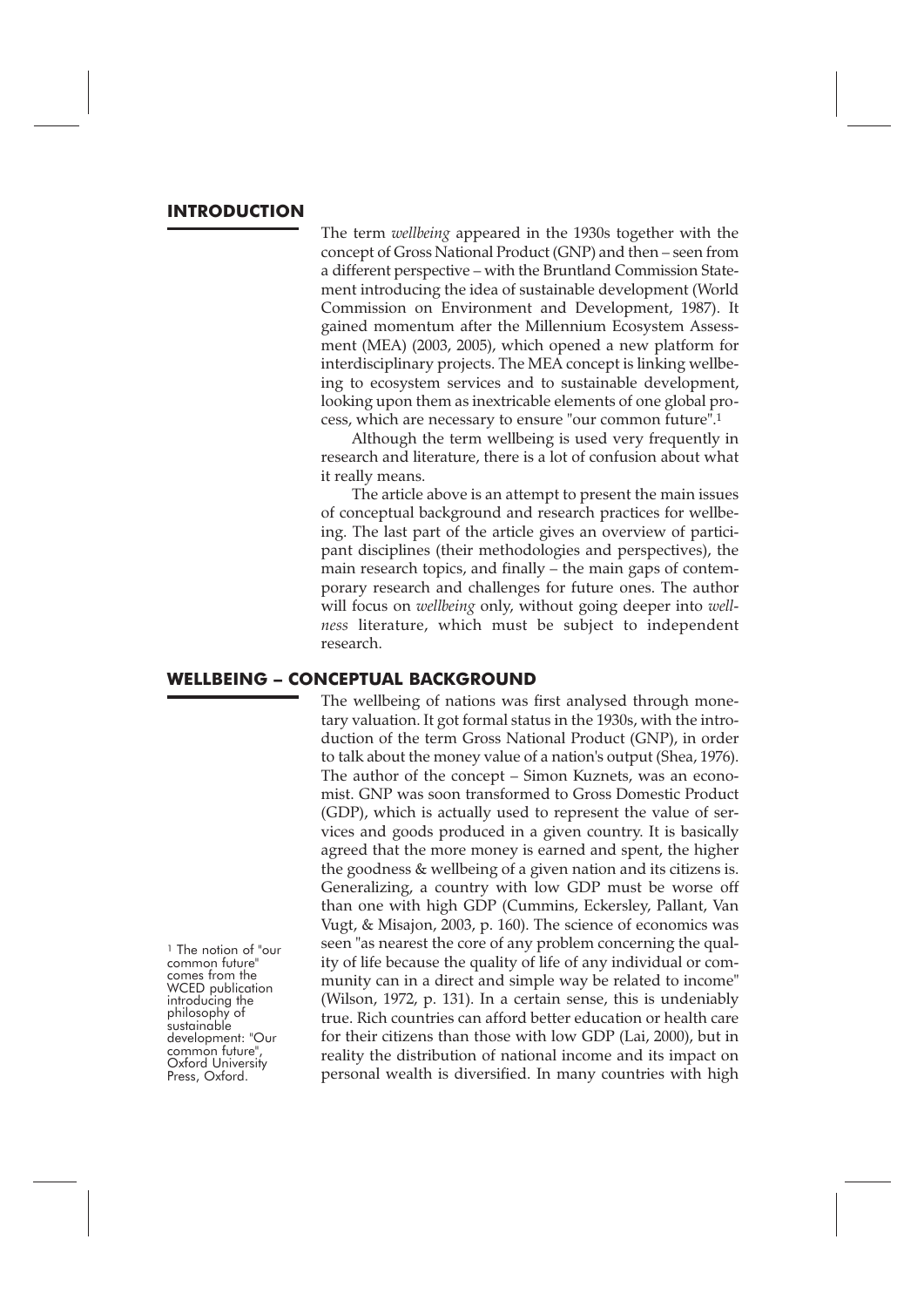## INTRODUCTION

The term *wellbeing* appeared in the 1930s together with the concept of Gross National Product (GNP) and then – seen from a different perspective – with the Bruntland Commission Statement introducing the idea of sustainable development (World Commission on Environment and Development, 1987). It gained momentum after the Millennium Ecosystem Assessment (MEA) (2003, 2005), which opened a new platform for interdisciplinary projects. The MEA concept is linking wellbeing to ecosystem services and to sustainable development, looking upon them as inextricable elements of one global process, which are necessary to ensure "our common future".[1]

Although the term wellbeing is used very frequently in research and literature, there is a lot of confusion about what it really means.

The article above is an attempt to present the main issues of conceptual background and research practices for wellbeing. The last part of the article gives an overview of participant disciplines (their methodologies and perspectives), the main research topics, and finally – the main gaps of contemporary research and challenges for future ones. The author will focus on *wellbeing* only, without going deeper into *wellness* literature, which must be subject to independent research.

## WELLBEING – CONCEPTUAL BACKGROUND

The wellbeing of nations was first analysed through monetary valuation. It got formal status in the 1930s, with the introduction of the term Gross National Product (GNP), in order to talk about the money value of a nation's output (Shea, 1976). The author of the concept – Simon Kuznets, was an economist. GNP was soon transformed to Gross Domestic Product (GDP), which is actually used to represent the value of services and goods produced in a given country. It is basically agreed that the more money is earned and spent, the higher the goodness & wellbeing of a given nation and its citizens is. Generalizing, a country with low GDP must be worse off than one with high GDP (Cummins, Eckersley, Pallant, Van Vugt, & Misajon, 2003, p. 160). The science of economics was seen "as nearest the core of any problem concerning the quality of life because the quality of life of any individual or community can in a direct and simple way be related to income" (Wilson, 1972, p. 131). In a certain sense, this is undeniably true. Rich countries can afford better education or health care for their citizens than those with low GDP (Lai, 2000), but in reality the distribution of national income and its impact on personal wealth is diversified. In many countries with high

[1] The notion of "our common future" comes from the WCED publication introducing the philosophy of sustainable development: "Our common future", Oxford University Press, Oxford.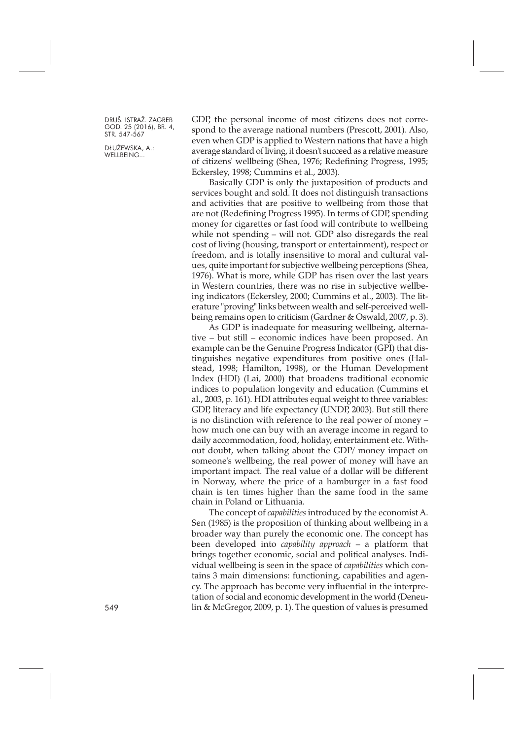GDP, the personal income of most citizens does not correspond to the average national numbers (Prescott, 2001). Also, even when GDP is applied to Western nations that have a high average standard of living, it doesn't succeed as a relative measure of citizens' wellbeing (Shea, 1976; Redefining Progress, 1995; Eckersley, 1998; Cummins et al., 2003).

Basically GDP is only the juxtaposition of products and services bought and sold. It does not distinguish transactions and activities that are positive to wellbeing from those that are not (Redefining Progress 1995). In terms of GDP, spending money for cigarettes or fast food will contribute to wellbeing while not spending – will not. GDP also disregards the real cost of living (housing, transport or entertainment), respect or freedom, and is totally insensitive to moral and cultural values, quite important for subjective wellbeing perceptions (Shea, 1976). What is more, while GDP has risen over the last years in Western countries, there was no rise in subjective wellbeing indicators (Eckersley, 2000; Cummins et al., 2003). The literature "proving" links between wealth and self-perceived wellbeing remains open to criticism (Gardner & Oswald, 2007, p. 3).

As GDP is inadequate for measuring wellbeing, alternative – but still – economic indices have been proposed. An example can be the Genuine Progress Indicator (GPI) that distinguishes negative expenditures from positive ones (Halstead, 1998; Hamilton, 1998), or the Human Development Index (HDI) (Lai, 2000) that broadens traditional economic indices to population longevity and education (Cummins et al., 2003, p. 161). HDI attributes equal weight to three variables: GDP, literacy and life expectancy (UNDP, 2003). But still there is no distinction with reference to the real power of money – how much one can buy with an average income in regard to daily accommodation, food, holiday, entertainment etc. Without doubt, when talking about the GDP/ money impact on someone's wellbeing, the real power of money will have an important impact. The real value of a dollar will be different in Norway, where the price of a hamburger in a fast food chain is ten times higher than the same food in the same chain in Poland or Lithuania.

The concept of *capabilities* introduced by the economist A. Sen (1985) is the proposition of thinking about wellbeing in a broader way than purely the economic one. The concept has been developed into *capability approach* – a platform that brings together economic, social and political analyses. Individual wellbeing is seen in the space of *capabilities* which contains 3 main dimensions: functioning, capabilities and agency. The approach has become very influential in the interpretation of social and economic development in the world (Deneulin & McGregor, 2009, p. 1). The question of values is presumed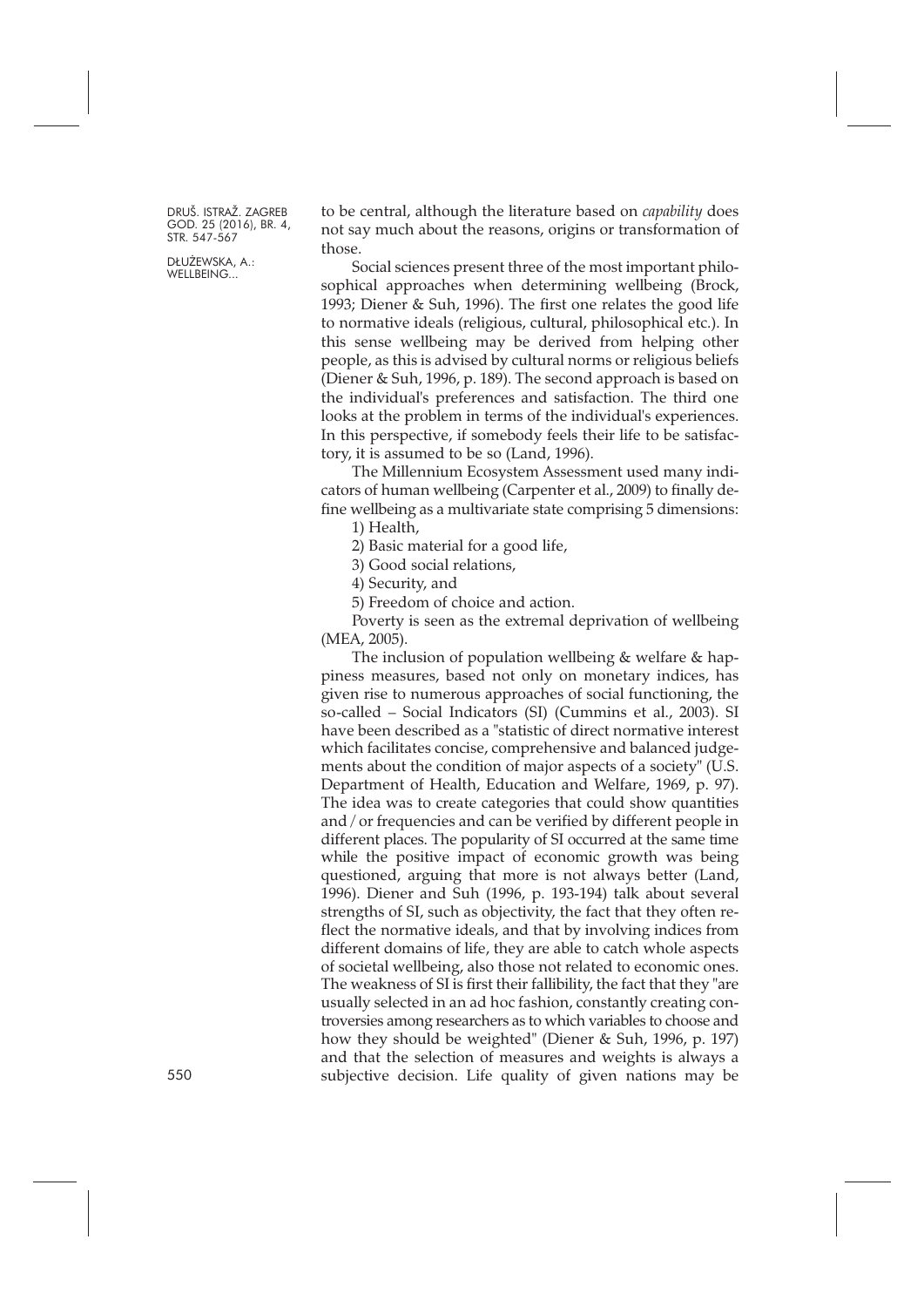to be central, although the literature based on *capability* does not say much about the reasons, origins or transformation of those.

Social sciences present three of the most important philosophical approaches when determining wellbeing (Brock, 1993; Diener & Suh, 1996). The first one relates the good life to normative ideals (religious, cultural, philosophical etc.). In this sense wellbeing may be derived from helping other people, as this is advised by cultural norms or religious beliefs (Diener & Suh, 1996, p. 189). The second approach is based on the individual's preferences and satisfaction. The third one looks at the problem in terms of the individual's experiences. In this perspective, if somebody feels their life to be satisfactory, it is assumed to be so (Land, 1996).

The Millennium Ecosystem Assessment used many indicators of human wellbeing (Carpenter et al., 2009) to finally define wellbeing as a multivariate state comprising 5 dimensions:

1) Health,

2) Basic material for a good life,

3) Good social relations,

4) Security, and

5) Freedom of choice and action.

Poverty is seen as the extremal deprivation of wellbeing (MEA, 2005).

The inclusion of population wellbeing & welfare & happiness measures, based not only on monetary indices, has given rise to numerous approaches of social functioning, the so-called – Social Indicators (SI) (Cummins et al., 2003). SI have been described as a "statistic of direct normative interest which facilitates concise, comprehensive and balanced judgements about the condition of major aspects of a society" (U.S. Department of Health, Education and Welfare, 1969, p. 97). The idea was to create categories that could show quantities and / or frequencies and can be verified by different people in different places. The popularity of SI occurred at the same time while the positive impact of economic growth was being questioned, arguing that more is not always better (Land, 1996). Diener and Suh (1996, p. 193-194) talk about several strengths of SI, such as objectivity, the fact that they often reflect the normative ideals, and that by involving indices from different domains of life, they are able to catch whole aspects of societal wellbeing, also those not related to economic ones. The weakness of SI is first their fallibility, the fact that they "are usually selected in an ad hoc fashion, constantly creating controversies among researchers as to which variables to choose and how they should be weighted" (Diener & Suh, 1996, p. 197) and that the selection of measures and weights is always a subjective decision. Life quality of given nations may be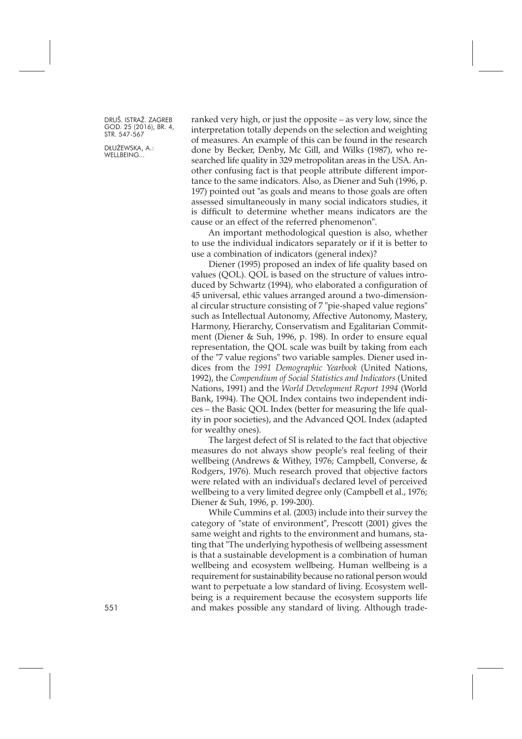ranked very high, or just the opposite – as very low, since the interpretation totally depends on the selection and weighting of measures. An example of this can be found in the research done by Becker, Denby, Mc Gill, and Wilks (1987), who researched life quality in 329 metropolitan areas in the USA. Another confusing fact is that people attribute different importance to the same indicators. Also, as Diener and Suh (1996, p. 197) pointed out "as goals and means to those goals are often assessed simultaneously in many social indicators studies, it is difficult to determine whether means indicators are the cause or an effect of the referred phenomenon".

An important methodological question is also, whether to use the individual indicators separately or if it is better to use a combination of indicators (general index)?

Diener (1995) proposed an index of life quality based on values (QOL). QOL is based on the structure of values introduced by Schwartz (1994), who elaborated a configuration of 45 universal, ethic values arranged around a two-dimensional circular structure consisting of 7 "pie-shaped value regions" such as Intellectual Autonomy, Affective Autonomy, Mastery, Harmony, Hierarchy, Conservatism and Egalitarian Commitment (Diener & Suh, 1996, p. 198). In order to ensure equal representation, the QOL scale was built by taking from each of the "7 value regions" two variable samples. Diener used indices from the *1991 Demographic Yearbook* (United Nations, 1992), the *Compendium of Social Statistics and Indicators* (United Nations, 1991) and the *World Development Report 1994* (World Bank, 1994). The QOL Index contains two independent indices – the Basic QOL Index (better for measuring the life quality in poor societies), and the Advanced QOL Index (adapted for wealthy ones).

The largest defect of SI is related to the fact that objective measures do not always show people's real feeling of their wellbeing (Andrews & Withey, 1976; Campbell, Converse, & Rodgers, 1976). Much research proved that objective factors were related with an individual's declared level of perceived wellbeing to a very limited degree only (Campbell et al., 1976; Diener & Suh, 1996, p. 199-200).

While Cummins et al. (2003) include into their survey the category of "state of environment", Prescott (2001) gives the same weight and rights to the environment and humans, stating that "The underlying hypothesis of wellbeing assessment is that a sustainable development is a combination of human wellbeing and ecosystem wellbeing. Human wellbeing is a requirement for sustainability because no rational person would want to perpetuate a low standard of living. Ecosystem wellbeing is a requirement because the ecosystem supports life and makes possible any standard of living. Although trade-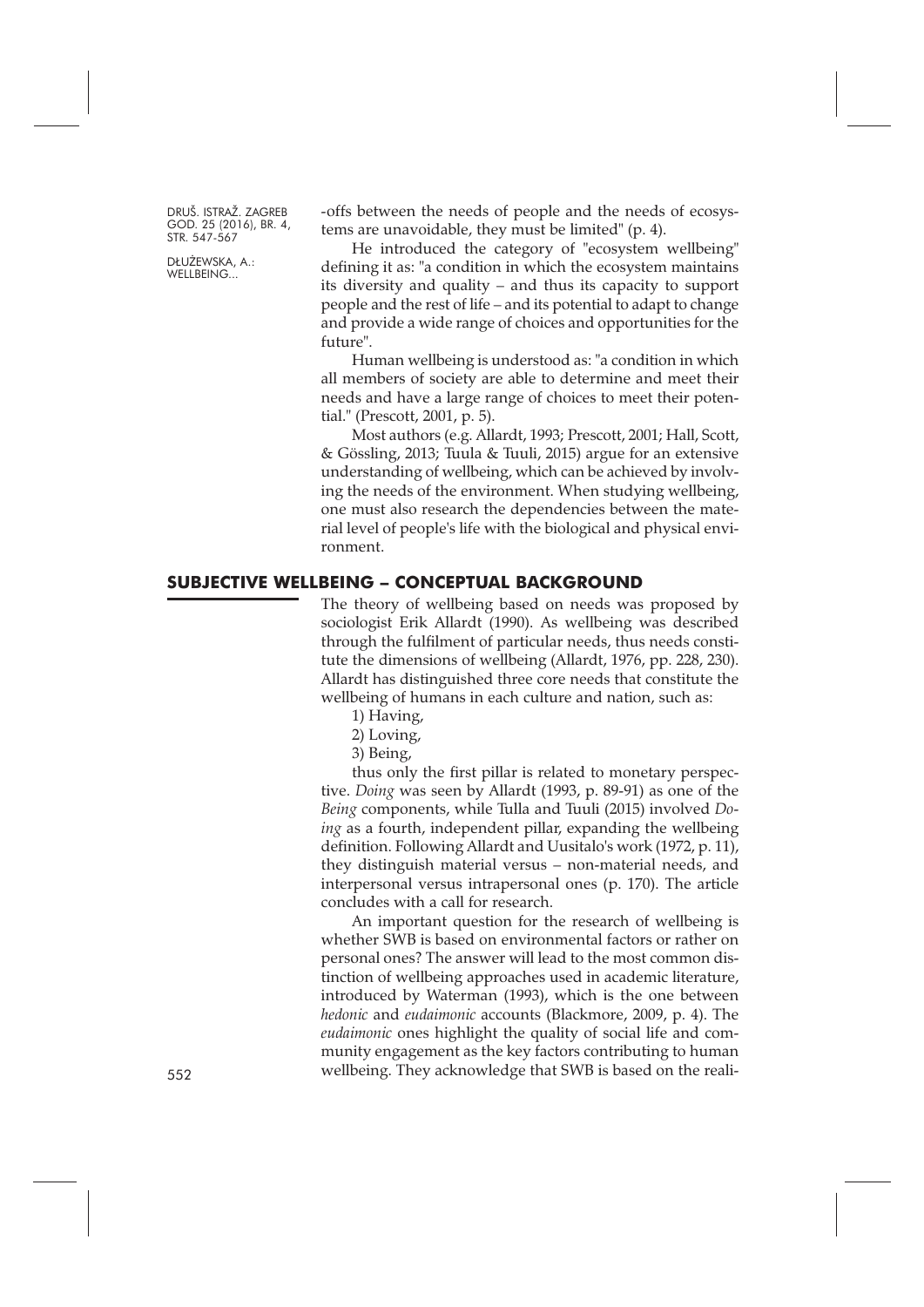-offs between the needs of people and the needs of ecosystems are unavoidable, they must be limited" (p. 4).

He introduced the category of "ecosystem wellbeing" defining it as: "a condition in which the ecosystem maintains its diversity and quality – and thus its capacity to support people and the rest of life – and its potential to adapt to change and provide a wide range of choices and opportunities for the future".

Human wellbeing is understood as: "a condition in which all members of society are able to determine and meet their needs and have a large range of choices to meet their potential." (Prescott, 2001, p. 5).

Most authors (e.g. Allardt, 1993; Prescott, 2001; Hall, Scott, & Gössling, 2013; Tuula & Tuuli, 2015) argue for an extensive understanding of wellbeing, which can be achieved by involving the needs of the environment. When studying wellbeing, one must also research the dependencies between the material level of people's life with the biological and physical environment.

## SUBJECTIVE WELLBEING – CONCEPTUAL BACKGROUND

The theory of wellbeing based on needs was proposed by sociologist Erik Allardt (1990). As wellbeing was described through the fulfilment of particular needs, thus needs constitute the dimensions of wellbeing (Allardt, 1976, pp. 228, 230). Allardt has distinguished three core needs that constitute the wellbeing of humans in each culture and nation, such as:

1) Having,
2) Loving,
3) Being,

thus only the first pillar is related to monetary perspective. *Doing* was seen by Allardt (1993, p. 89-91) as one of the *Being* components, while Tulla and Tuuli (2015) involved *Doing* as a fourth, independent pillar, expanding the wellbeing definition. Following Allardt and Uusitalo's work (1972, p. 11), they distinguish material versus – non-material needs, and interpersonal versus intrapersonal ones (p. 170). The article concludes with a call for research.

An important question for the research of wellbeing is whether SWB is based on environmental factors or rather on personal ones? The answer will lead to the most common distinction of wellbeing approaches used in academic literature, introduced by Waterman (1993), which is the one between *hedonic* and *eudaimonic* accounts (Blackmore, 2009, p. 4). The *eudaimonic* ones highlight the quality of social life and community engagement as the key factors contributing to human wellbeing. They acknowledge that SWB is based on the reali-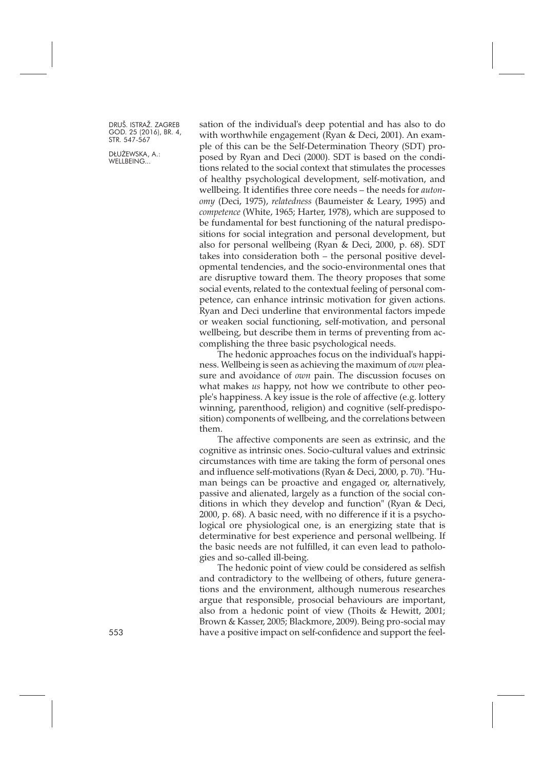sation of the individual's deep potential and has also to do with worthwhile engagement (Ryan & Deci, 2001). An example of this can be the Self-Determination Theory (SDT) proposed by Ryan and Deci (2000). SDT is based on the conditions related to the social context that stimulates the processes of healthy psychological development, self-motivation, and wellbeing. It identifies three core needs – the needs for *autonomy* (Deci, 1975), *relatedness* (Baumeister & Leary, 1995) and *competence* (White, 1965; Harter, 1978), which are supposed to be fundamental for best functioning of the natural predispositions for social integration and personal development, but also for personal wellbeing (Ryan & Deci, 2000, p. 68). SDT takes into consideration both – the personal positive developmental tendencies, and the socio-environmental ones that are disruptive toward them. The theory proposes that some social events, related to the contextual feeling of personal competence, can enhance intrinsic motivation for given actions. Ryan and Deci underline that environmental factors impede or weaken social functioning, self-motivation, and personal wellbeing, but describe them in terms of preventing from accomplishing the three basic psychological needs.

The hedonic approaches focus on the individual's happiness. Wellbeing is seen as achieving the maximum of *own* pleasure and avoidance of *own* pain. The discussion focuses on what makes *us* happy, not how we contribute to other people's happiness. A key issue is the role of affective (e.g. lottery winning, parenthood, religion) and cognitive (self-predisposition) components of wellbeing, and the correlations between them.

The affective components are seen as extrinsic, and the cognitive as intrinsic ones. Socio-cultural values and extrinsic circumstances with time are taking the form of personal ones and influence self-motivations (Ryan & Deci, 2000, p. 70). "Human beings can be proactive and engaged or, alternatively, passive and alienated, largely as a function of the social conditions in which they develop and function" (Ryan & Deci, 2000, p. 68). A basic need, with no difference if it is a psychological ore physiological one, is an energizing state that is determinative for best experience and personal wellbeing. If the basic needs are not fulfilled, it can even lead to pathologies and so-called ill-being.

The hedonic point of view could be considered as selfish and contradictory to the wellbeing of others, future generations and the environment, although numerous researches argue that responsible, prosocial behaviours are important, also from a hedonic point of view (Thoits & Hewitt, 2001; Brown & Kasser, 2005; Blackmore, 2009). Being pro-social may have a positive impact on self-confidence and support the feel-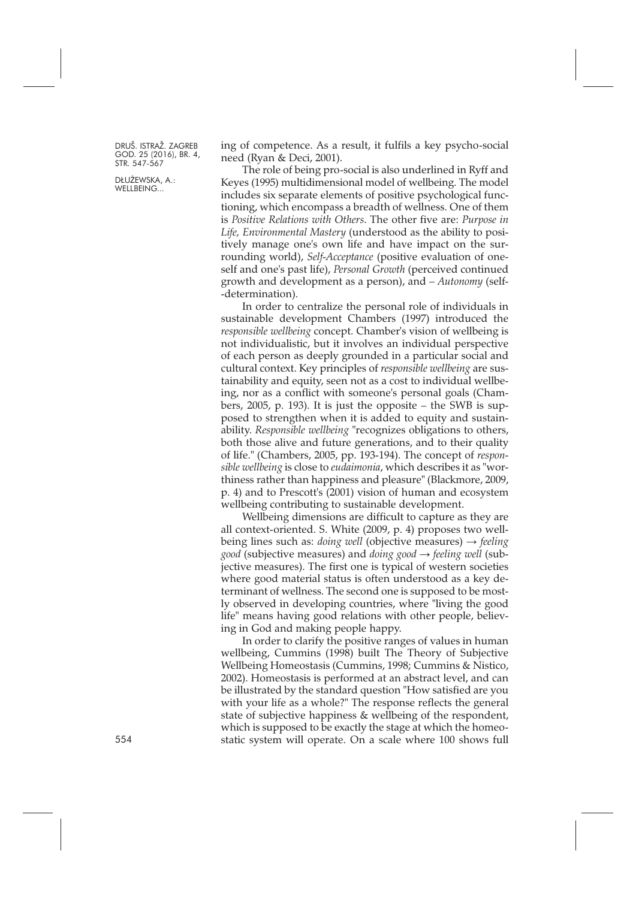ing of competence. As a result, it fulfils a key psycho-social need (Ryan & Deci, 2001).

The role of being pro-social is also underlined in Ryff and Keyes (1995) multidimensional model of wellbeing. The model includes six separate elements of positive psychological functioning, which encompass a breadth of wellness. One of them is *Positive Relations with Others*. The other five are: *Purpose in Life, Environmental Mastery* (understood as the ability to positively manage one's own life and have impact on the surrounding world), *Self-Acceptance* (positive evaluation of oneself and one's past life), *Personal Growth* (perceived continued growth and development as a person), and – *Autonomy* (self-determination).

In order to centralize the personal role of individuals in sustainable development Chambers (1997) introduced the *responsible wellbeing* concept. Chamber's vision of wellbeing is not individualistic, but it involves an individual perspective of each person as deeply grounded in a particular social and cultural context. Key principles of *responsible wellbeing* are sustainability and equity, seen not as a cost to individual wellbeing, nor as a conflict with someone's personal goals (Chambers, 2005, p. 193). It is just the opposite – the SWB is supposed to strengthen when it is added to equity and sustainability. *Responsible wellbeing* "recognizes obligations to others, both those alive and future generations, and to their quality of life." (Chambers, 2005, pp. 193-194). The concept of *responsible wellbeing* is close to *eudaimonia*, which describes it as "worthiness rather than happiness and pleasure" (Blackmore, 2009, p. 4) and to Prescott's (2001) vision of human and ecosystem wellbeing contributing to sustainable development.

Wellbeing dimensions are difficult to capture as they are all context-oriented. S. White (2009, p. 4) proposes two wellbeing lines such as: *doing well* (objective measures) → *feeling good* (subjective measures) and *doing good* → *feeling well* (subjective measures). The first one is typical of western societies where good material status is often understood as a key determinant of wellness. The second one is supposed to be mostly observed in developing countries, where "living the good life" means having good relations with other people, believing in God and making people happy.

In order to clarify the positive ranges of values in human wellbeing, Cummins (1998) built The Theory of Subjective Wellbeing Homeostasis (Cummins, 1998; Cummins & Nistico, 2002). Homeostasis is performed at an abstract level, and can be illustrated by the standard question "How satisfied are you with your life as a whole?" The response reflects the general state of subjective happiness & wellbeing of the respondent, which is supposed to be exactly the stage at which the homeostatic system will operate. On a scale where 100 shows full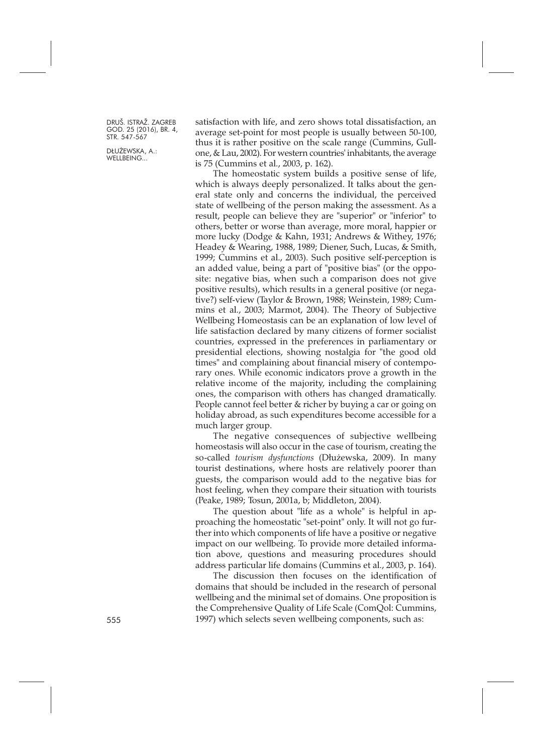satisfaction with life, and zero shows total dissatisfaction, an average set-point for most people is usually between 50-100, thus it is rather positive on the scale range (Cummins, Gullone, & Lau, 2002). For western countries' inhabitants, the average is 75 (Cummins et al., 2003, p. 162).

The homeostatic system builds a positive sense of life, which is always deeply personalized. It talks about the general state only and concerns the individual, the perceived state of wellbeing of the person making the assessment. As a result, people can believe they are "superior" or "inferior" to others, better or worse than average, more moral, happier or more lucky (Dodge & Kahn, 1931; Andrews & Withey, 1976; Headey & Wearing, 1988, 1989; Diener, Such, Lucas, & Smith, 1999; Cummins et al., 2003). Such positive self-perception is an added value, being a part of "positive bias" (or the opposite: negative bias, when such a comparison does not give positive results), which results in a general positive (or negative?) self-view (Taylor & Brown, 1988; Weinstein, 1989; Cummins et al., 2003; Marmot, 2004). The Theory of Subjective Wellbeing Homeostasis can be an explanation of low level of life satisfaction declared by many citizens of former socialist countries, expressed in the preferences in parliamentary or presidential elections, showing nostalgia for "the good old times" and complaining about financial misery of contemporary ones. While economic indicators prove a growth in the relative income of the majority, including the complaining ones, the comparison with others has changed dramatically. People cannot feel better & richer by buying a car or going on holiday abroad, as such expenditures become accessible for a much larger group.

The negative consequences of subjective wellbeing homeostasis will also occur in the case of tourism, creating the so-called *tourism dysfunctions* (Dłużewska, 2009). In many tourist destinations, where hosts are relatively poorer than guests, the comparison would add to the negative bias for host feeling, when they compare their situation with tourists (Peake, 1989; Tosun, 2001a, b; Middleton, 2004).

The question about "life as a whole" is helpful in approaching the homeostatic "set-point" only. It will not go further into which components of life have a positive or negative impact on our wellbeing. To provide more detailed information above, questions and measuring procedures should address particular life domains (Cummins et al., 2003, p. 164).

The discussion then focuses on the identification of domains that should be included in the research of personal wellbeing and the minimal set of domains. One proposition is the Comprehensive Quality of Life Scale (ComQol: Cummins, 1997) which selects seven wellbeing components, such as: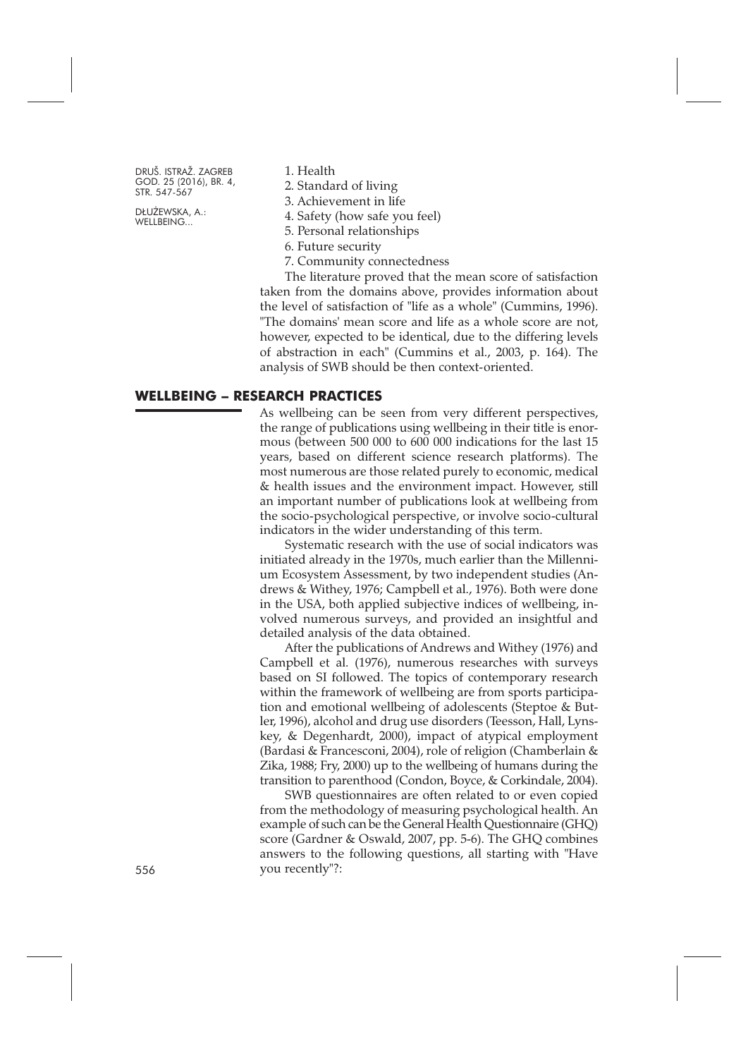1. Health
2. Standard of living
3. Achievement in life
4. Safety (how safe you feel)
5. Personal relationships
6. Future security
7. Community connectedness

The literature proved that the mean score of satisfaction taken from the domains above, provides information about the level of satisfaction of "life as a whole" (Cummins, 1996). "The domains' mean score and life as a whole score are not, however, expected to be identical, due to the differing levels of abstraction in each" (Cummins et al., 2003, p. 164). The analysis of SWB should be then context-oriented.

## WELLBEING – RESEARCH PRACTICES

As wellbeing can be seen from very different perspectives, the range of publications using wellbeing in their title is enormous (between 500 000 to 600 000 indications for the last 15 years, based on different science research platforms). The most numerous are those related purely to economic, medical & health issues and the environment impact. However, still an important number of publications look at wellbeing from the socio-psychological perspective, or involve socio-cultural indicators in the wider understanding of this term.

Systematic research with the use of social indicators was initiated already in the 1970s, much earlier than the Millennium Ecosystem Assessment, by two independent studies (Andrews & Withey, 1976; Campbell et al., 1976). Both were done in the USA, both applied subjective indices of wellbeing, involved numerous surveys, and provided an insightful and detailed analysis of the data obtained.

After the publications of Andrews and Withey (1976) and Campbell et al. (1976), numerous researches with surveys based on SI followed. The topics of contemporary research within the framework of wellbeing are from sports participation and emotional wellbeing of adolescents (Steptoe & Butler, 1996), alcohol and drug use disorders (Teesson, Hall, Lynskey, & Degenhardt, 2000), impact of atypical employment (Bardasi & Francesconi, 2004), role of religion (Chamberlain & Zika, 1988; Fry, 2000) up to the wellbeing of humans during the transition to parenthood (Condon, Boyce, & Corkindale, 2004).

SWB questionnaires are often related to or even copied from the methodology of measuring psychological health. An example of such can be the General Health Questionnaire (GHQ) score (Gardner & Oswald, 2007, pp. 5-6). The GHQ combines answers to the following questions, all starting with "Have you recently"?: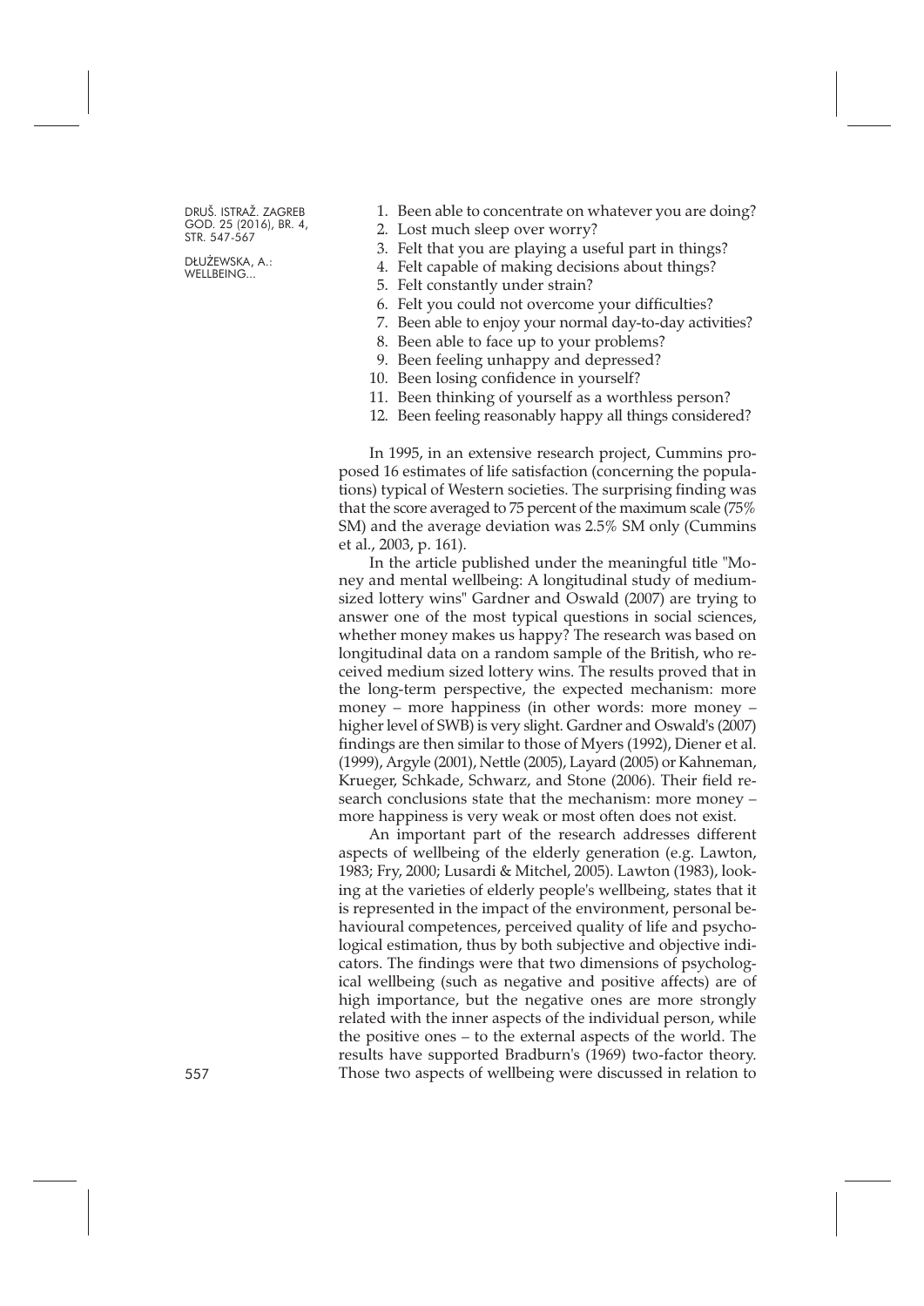1. Been able to concentrate on whatever you are doing?
2. Lost much sleep over worry?
3. Felt that you are playing a useful part in things?
4. Felt capable of making decisions about things?
5. Felt constantly under strain?
6. Felt you could not overcome your difficulties?
7. Been able to enjoy your normal day-to-day activities?
8. Been able to face up to your problems?
9. Been feeling unhappy and depressed?
10. Been losing confidence in yourself?
11. Been thinking of yourself as a worthless person?
12. Been feeling reasonably happy all things considered?

In 1995, in an extensive research project, Cummins proposed 16 estimates of life satisfaction (concerning the populations) typical of Western societies. The surprising finding was that the score averaged to 75 percent of the maximum scale (75% SM) and the average deviation was 2.5% SM only (Cummins et al., 2003, p. 161).

In the article published under the meaningful title "Money and mental wellbeing: A longitudinal study of medium-sized lottery wins" Gardner and Oswald (2007) are trying to answer one of the most typical questions in social sciences, whether money makes us happy? The research was based on longitudinal data on a random sample of the British, who received medium sized lottery wins. The results proved that in the long-term perspective, the expected mechanism: more money – more happiness (in other words: more money – higher level of SWB) is very slight. Gardner and Oswald's (2007) findings are then similar to those of Myers (1992), Diener et al. (1999), Argyle (2001), Nettle (2005), Layard (2005) or Kahneman, Krueger, Schkade, Schwarz, and Stone (2006). Their field research conclusions state that the mechanism: more money – more happiness is very weak or most often does not exist.

An important part of the research addresses different aspects of wellbeing of the elderly generation (e.g. Lawton, 1983; Fry, 2000; Lusardi & Mitchel, 2005). Lawton (1983), looking at the varieties of elderly people's wellbeing, states that it is represented in the impact of the environment, personal behavioural competences, perceived quality of life and psychological estimation, thus by both subjective and objective indicators. The findings were that two dimensions of psychological wellbeing (such as negative and positive affects) are of high importance, but the negative ones are more strongly related with the inner aspects of the individual person, while the positive ones – to the external aspects of the world. The results have supported Bradburn's (1969) two-factor theory. Those two aspects of wellbeing were discussed in relation to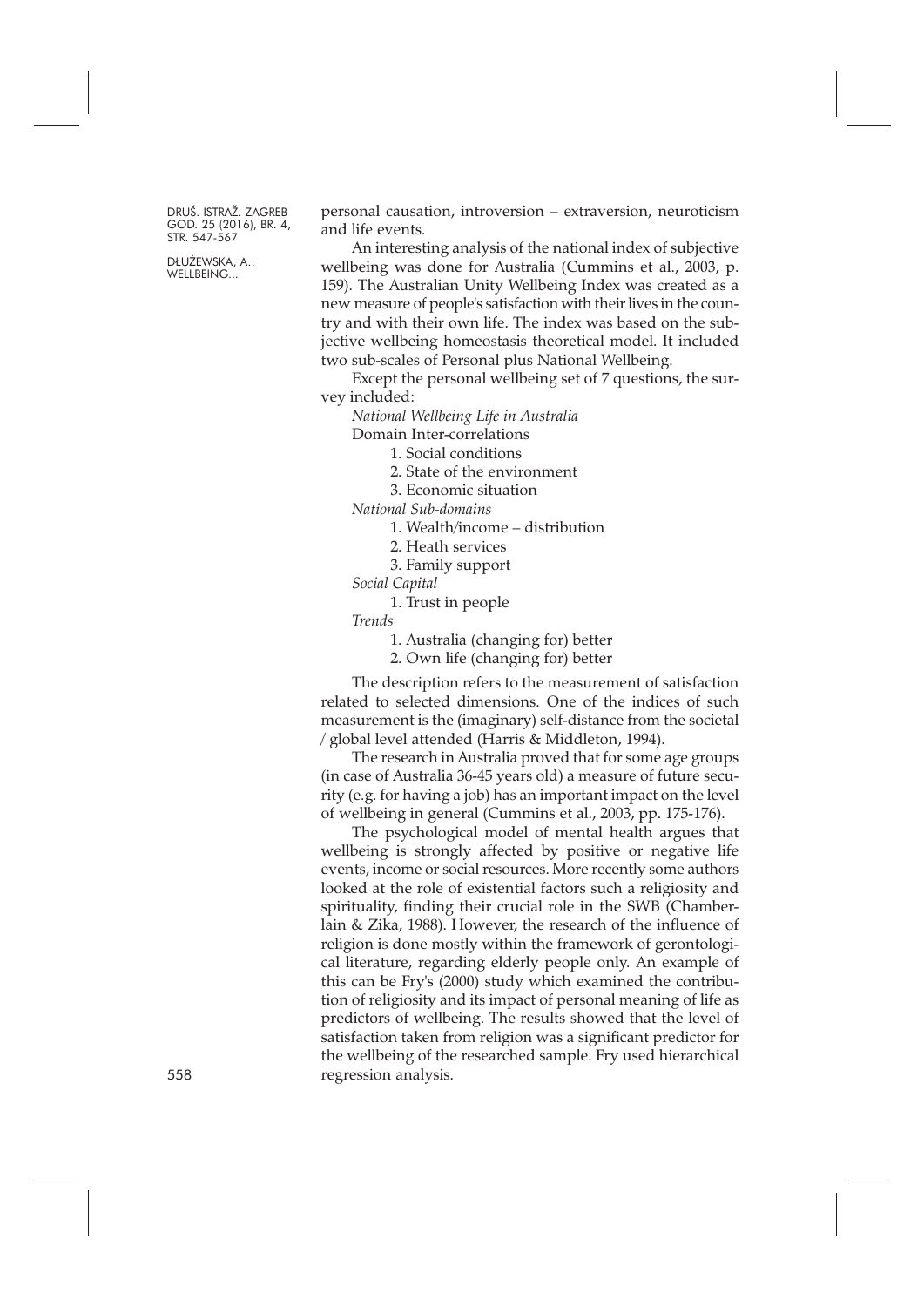personal causation, introversion – extraversion, neuroticism and life events.

An interesting analysis of the national index of subjective wellbeing was done for Australia (Cummins et al., 2003, p. 159). The Australian Unity Wellbeing Index was created as a new measure of people's satisfaction with their lives in the country and with their own life. The index was based on the subjective wellbeing homeostasis theoretical model. It included two sub-scales of Personal plus National Wellbeing.

Except the personal wellbeing set of 7 questions, the survey included:

*National Wellbeing Life in Australia*

Domain Inter-correlations

1. Social conditions
2. State of the environment
3. Economic situation

*National Sub-domains*

1. Wealth/income – distribution
2. Heath services
3. Family support

*Social Capital*

1. Trust in people

*Trends*

1. Australia (changing for) better
2. Own life (changing for) better

The description refers to the measurement of satisfaction related to selected dimensions. One of the indices of such measurement is the (imaginary) self-distance from the societal / global level attended (Harris & Middleton, 1994).

The research in Australia proved that for some age groups (in case of Australia 36-45 years old) a measure of future security (e.g. for having a job) has an important impact on the level of wellbeing in general (Cummins et al., 2003, pp. 175-176).

The psychological model of mental health argues that wellbeing is strongly affected by positive or negative life events, income or social resources. More recently some authors looked at the role of existential factors such a religiosity and spirituality, finding their crucial role in the SWB (Chamberlain & Zika, 1988). However, the research of the influence of religion is done mostly within the framework of gerontological literature, regarding elderly people only. An example of this can be Fry's (2000) study which examined the contribution of religiosity and its impact of personal meaning of life as predictors of wellbeing. The results showed that the level of satisfaction taken from religion was a significant predictor for the wellbeing of the researched sample. Fry used hierarchical regression analysis.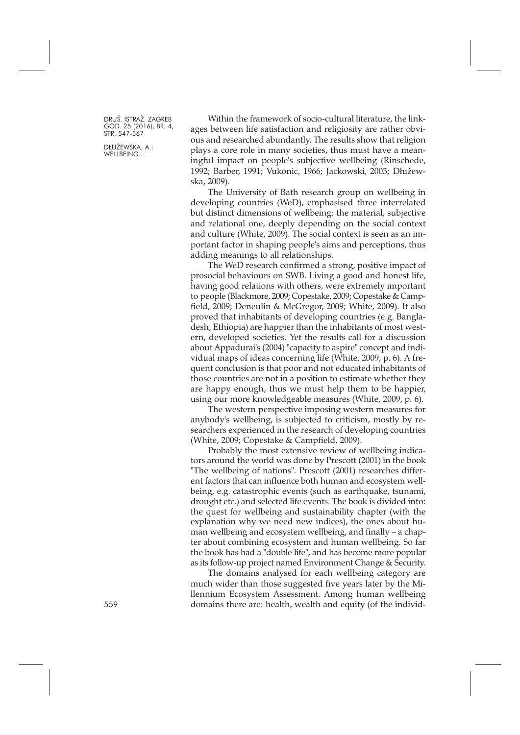Within the framework of socio-cultural literature, the linkages between life satisfaction and religiosity are rather obvious and researched abundantly. The results show that religion plays a core role in many societies, thus must have a meaningful impact on people's subjective wellbeing (Rinschede, 1992; Barber, 1991; Vukonic, 1966; Jackowski, 2003; Dłużewska, 2009).

The University of Bath research group on wellbeing in developing countries (WeD), emphasised three interrelated but distinct dimensions of wellbeing: the material, subjective and relational one, deeply depending on the social context and culture (White, 2009). The social context is seen as an important factor in shaping people's aims and perceptions, thus adding meanings to all relationships.

The WeD research confirmed a strong, positive impact of prosocial behaviours on SWB. Living a good and honest life, having good relations with others, were extremely important to people (Blackmore, 2009; Copestake, 2009; Copestake & Campfield, 2009; Deneulin & McGregor, 2009; White, 2009). It also proved that inhabitants of developing countries (e.g. Bangladesh, Ethiopia) are happier than the inhabitants of most western, developed societies. Yet the results call for a discussion about Appadurai's (2004) "capacity to aspire" concept and individual maps of ideas concerning life (White, 2009, p. 6). A frequent conclusion is that poor and not educated inhabitants of those countries are not in a position to estimate whether they are happy enough, thus we must help them to be happier, using our more knowledgeable measures (White, 2009, p. 6).

The western perspective imposing western measures for anybody's wellbeing, is subjected to criticism, mostly by researchers experienced in the research of developing countries (White, 2009; Copestake & Campfield, 2009).

Probably the most extensive review of wellbeing indicators around the world was done by Prescott (2001) in the book "The wellbeing of nations". Prescott (2001) researches different factors that can influence both human and ecosystem wellbeing, e.g. catastrophic events (such as earthquake, tsunami, drought etc.) and selected life events. The book is divided into: the quest for wellbeing and sustainability chapter (with the explanation why we need new indices), the ones about human wellbeing and ecosystem wellbeing, and finally – a chapter about combining ecosystem and human wellbeing. So far the book has had a "double life", and has become more popular as its follow-up project named Environment Change & Security.

The domains analysed for each wellbeing category are much wider than those suggested five years later by the Millennium Ecosystem Assessment. Among human wellbeing domains there are: health, wealth and equity (of the individ-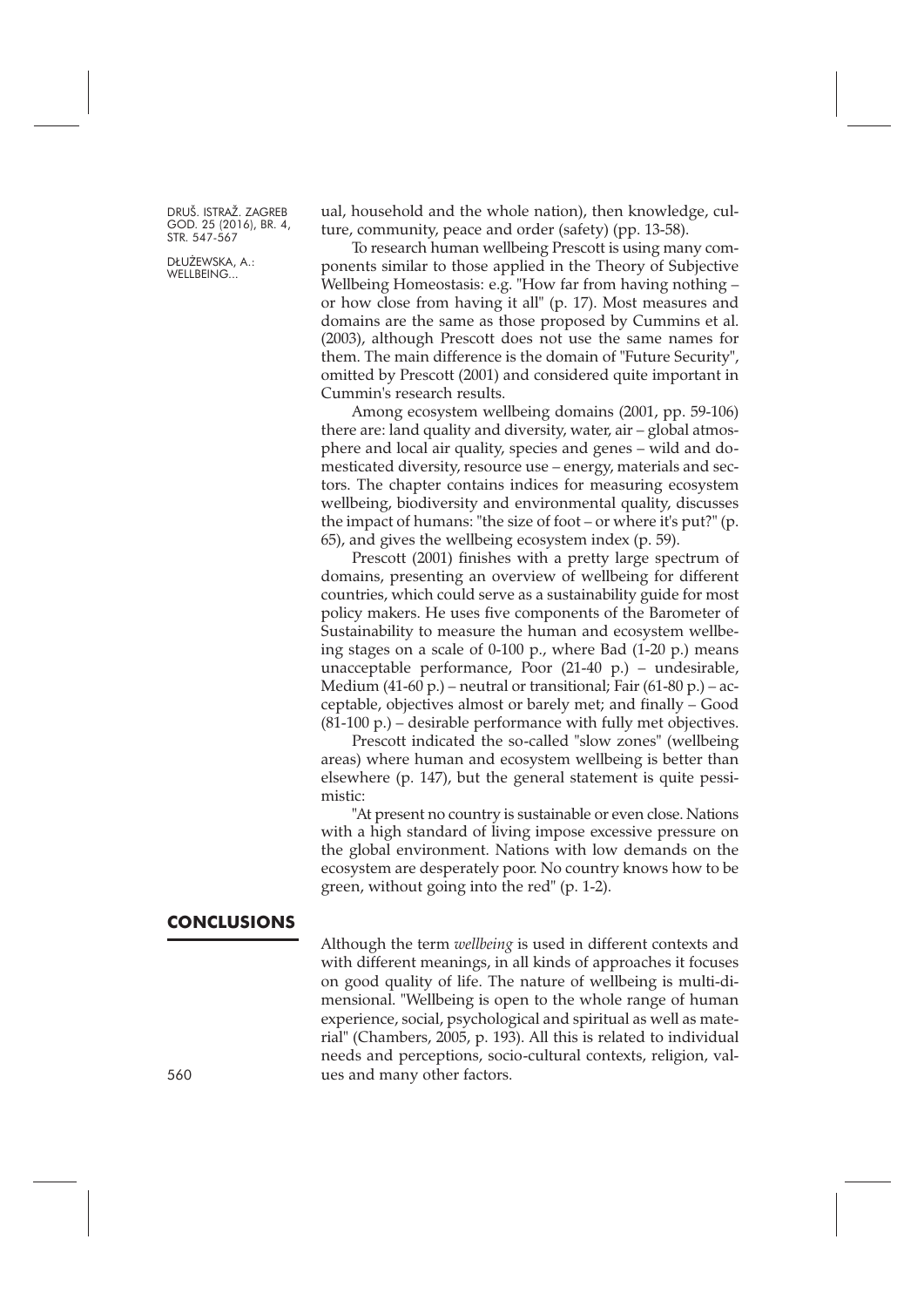ual, household and the whole nation), then knowledge, culture, community, peace and order (safety) (pp. 13-58).

To research human wellbeing Prescott is using many components similar to those applied in the Theory of Subjective Wellbeing Homeostasis: e.g. "How far from having nothing – or how close from having it all" (p. 17). Most measures and domains are the same as those proposed by Cummins et al. (2003), although Prescott does not use the same names for them. The main difference is the domain of "Future Security", omitted by Prescott (2001) and considered quite important in Cummin's research results.

Among ecosystem wellbeing domains (2001, pp. 59-106) there are: land quality and diversity, water, air – global atmosphere and local air quality, species and genes – wild and domesticated diversity, resource use – energy, materials and sectors. The chapter contains indices for measuring ecosystem wellbeing, biodiversity and environmental quality, discusses the impact of humans: "the size of foot – or where it's put?" (p. 65), and gives the wellbeing ecosystem index (p. 59).

Prescott (2001) finishes with a pretty large spectrum of domains, presenting an overview of wellbeing for different countries, which could serve as a sustainability guide for most policy makers. He uses five components of the Barometer of Sustainability to measure the human and ecosystem wellbeing stages on a scale of 0-100 p., where Bad (1-20 p.) means unacceptable performance, Poor (21-40 p.) – undesirable, Medium (41-60 p.) – neutral or transitional; Fair (61-80 p.) – acceptable, objectives almost or barely met; and finally – Good (81-100 p.) – desirable performance with fully met objectives.

Prescott indicated the so-called "slow zones" (wellbeing areas) where human and ecosystem wellbeing is better than elsewhere (p. 147), but the general statement is quite pessimistic:

"At present no country is sustainable or even close. Nations with a high standard of living impose excessive pressure on the global environment. Nations with low demands on the ecosystem are desperately poor. No country knows how to be green, without going into the red" (p. 1-2).

## CONCLUSIONS

Although the term *wellbeing* is used in different contexts and with different meanings, in all kinds of approaches it focuses on good quality of life. The nature of wellbeing is multi-dimensional. "Wellbeing is open to the whole range of human experience, social, psychological and spiritual as well as material" (Chambers, 2005, p. 193). All this is related to individual needs and perceptions, socio-cultural contexts, religion, values and many other factors.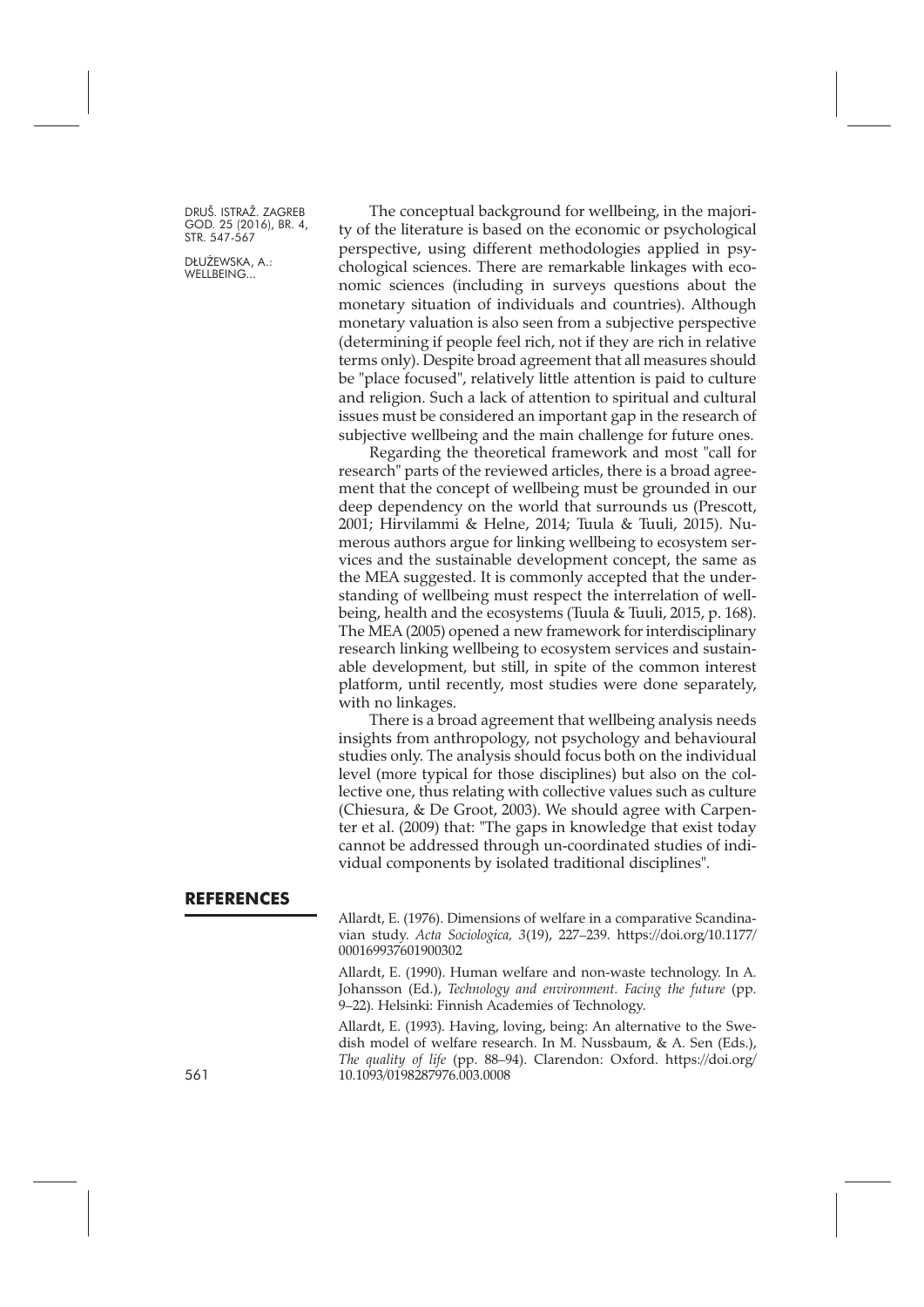The conceptual background for wellbeing, in the majority of the literature is based on the economic or psychological perspective, using different methodologies applied in psychological sciences. There are remarkable linkages with economic sciences (including in surveys questions about the monetary situation of individuals and countries). Although monetary valuation is also seen from a subjective perspective (determining if people feel rich, not if they are rich in relative terms only). Despite broad agreement that all measures should be "place focused", relatively little attention is paid to culture and religion. Such a lack of attention to spiritual and cultural issues must be considered an important gap in the research of subjective wellbeing and the main challenge for future ones.

Regarding the theoretical framework and most "call for research" parts of the reviewed articles, there is a broad agreement that the concept of wellbeing must be grounded in our deep dependency on the world that surrounds us (Prescott, 2001; Hirvilammi & Helne, 2014; Tuula & Tuuli, 2015). Numerous authors argue for linking wellbeing to ecosystem services and the sustainable development concept, the same as the MEA suggested. It is commonly accepted that the understanding of wellbeing must respect the interrelation of wellbeing, health and the ecosystems (Tuula & Tuuli, 2015, p. 168). The MEA (2005) opened a new framework for interdisciplinary research linking wellbeing to ecosystem services and sustainable development, but still, in spite of the common interest platform, until recently, most studies were done separately, with no linkages.

There is a broad agreement that wellbeing analysis needs insights from anthropology, not psychology and behavioural studies only. The analysis should focus both on the individual level (more typical for those disciplines) but also on the collective one, thus relating with collective values such as culture (Chiesura, & De Groot, 2003). We should agree with Carpenter et al. (2009) that: "The gaps in knowledge that exist today cannot be addressed through un-coordinated studies of individual components by isolated traditional disciplines".

## REFERENCES

Allardt, E. (1976). Dimensions of welfare in a comparative Scandinavian study. *Acta Sociologica, 3*(19), 227–239. https://doi.org/10.1177/000169937601900302

Allardt, E. (1990). Human welfare and non-waste technology. In A. Johansson (Ed.), *Technology and environment. Facing the future* (pp. 9–22). Helsinki: Finnish Academies of Technology.

Allardt, E. (1993). Having, loving, being: An alternative to the Swedish model of welfare research. In M. Nussbaum, & A. Sen (Eds.), *The quality of life* (pp. 88–94). Clarendon: Oxford. https://doi.org/10.1093/0198287976.003.0008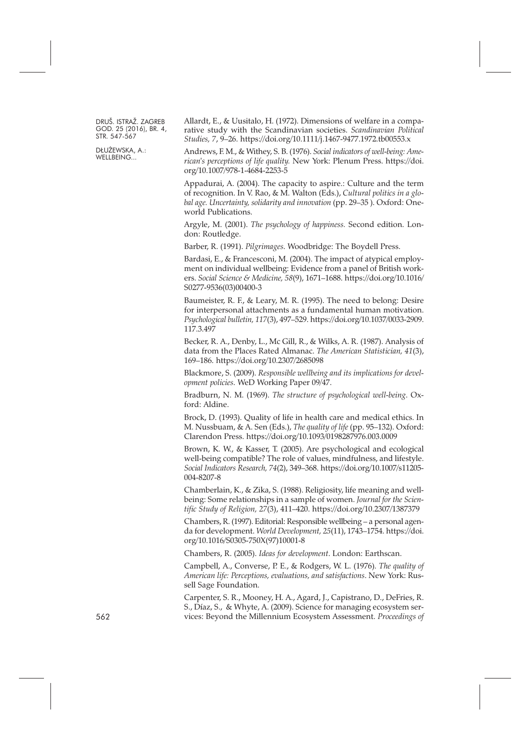Allardt, E., & Uusitalo, H. (1972). Dimensions of welfare in a comparative study with the Scandinavian societies. *Scandinavian Political Studies, 7*, 9–26. https://doi.org/10.1111/j.1467-9477.1972.tb00553.x

Andrews, F. M., & Withey, S. B. (1976). *Social indicators of well-being: American's perceptions of life quality.* New York: Plenum Press. https://doi.org/10.1007/978-1-4684-2253-5

Appadurai, A. (2004). The capacity to aspire.: Culture and the term of recognition. In V. Rao, & M. Walton (Eds.), *Cultural politics in a global age. Uncertainty, solidarity and innovation* (pp. 29–35 ). Oxford: Oneworld Publications.

Argyle, M. (2001). *The psychology of happiness.* Second edition. London: Routledge.

Barber, R. (1991). *Pilgrimages*. Woodbridge: The Boydell Press.

Bardasi, E., & Francesconi, M. (2004). The impact of atypical employment on individual wellbeing: Evidence from a panel of British workers. *Social Science & Medicine, 58*(9), 1671–1688. https://doi.org/10.1016/S0277-9536(03)00400-3

Baumeister, R. F., & Leary, M. R. (1995). The need to belong: Desire for interpersonal attachments as a fundamental human motivation. *Psychological bulletin, 117*(3), 497–529. https://doi.org/10.1037/0033-2909.117.3.497

Becker, R. A., Denby, L., Mc Gill, R., & Wilks, A. R. (1987). Analysis of data from the Places Rated Almanac. *The American Statistician, 41*(3), 169–186. https://doi.org/10.2307/2685098

Blackmore, S. (2009). *Responsible wellbeing and its implications for development policies*. WeD Working Paper 09/47.

Bradburn, N. M. (1969). *The structure of psychological well-being*. Oxford: Aldine.

Brock, D. (1993). Quality of life in health care and medical ethics. In M. Nussbuam, & A. Sen (Eds.), *The quality of life* (pp. 95–132). Oxford: Clarendon Press. https://doi.org/10.1093/0198287976.003.0009

Brown, K. W., & Kasser, T. (2005). Are psychological and ecological well-being compatible? The role of values, mindfulness, and lifestyle. *Social Indicators Research, 74*(2), 349–368. https://doi.org/10.1007/s11205-004-8207-8

Chamberlain, K., & Zika, S. (1988). Religiosity, life meaning and wellbeing: Some relationships in a sample of women. *Journal for the Scientific Study of Religion, 27*(3), 411–420. https://doi.org/10.2307/1387379

Chambers, R. (1997). Editorial: Responsible wellbeing – a personal agenda for development. *World Development, 25*(11), 1743–1754. https://doi.org/10.1016/S0305-750X(97)10001-8

Chambers, R. (2005). *Ideas for development*. London: Earthscan.

Campbell, A., Converse, P. E., & Rodgers, W. L. (1976). *The quality of American life: Perceptions, evaluations, and satisfactions*. New York: Russell Sage Foundation.

Carpenter, S. R., Mooney, H. A., Agard, J., Capistrano, D., DeFries, R. S., Díaz, S., & Whyte, A. (2009). Science for managing ecosystem services: Beyond the Millennium Ecosystem Assessment. *Proceedings of*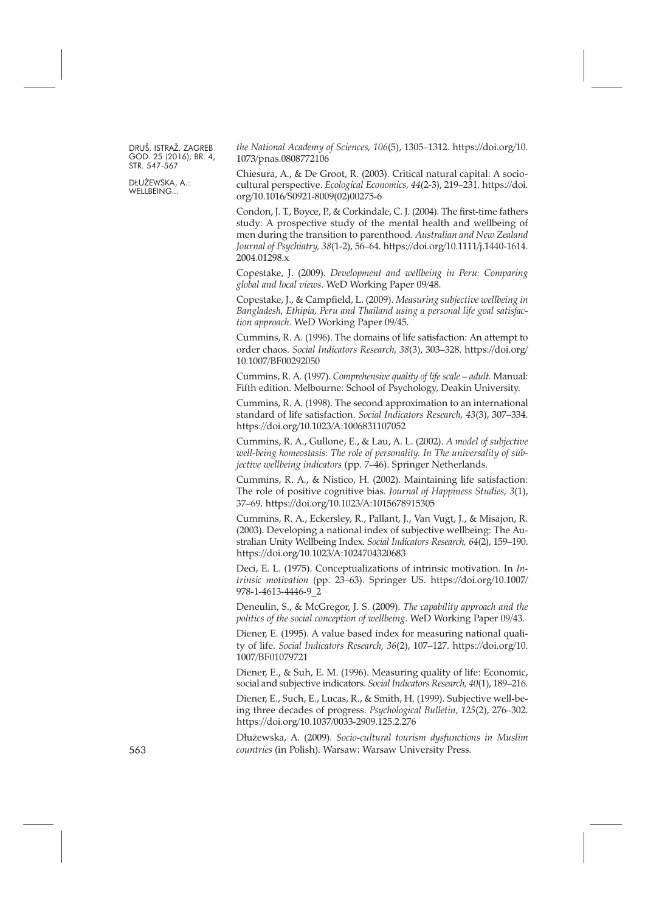*the National Academy of Sciences, 106*(5), 1305–1312. https://doi.org/10.1073/pnas.0808772106

Chiesura, A., & De Groot, R. (2003). Critical natural capital: A socio-cultural perspective. *Ecological Economics, 44*(2-3), 219–231. https://doi.org/10.1016/S0921-8009(02)00275-6

Condon, J. T., Boyce, P., & Corkindale, C. J. (2004). The first-time fathers study: A prospective study of the mental health and wellbeing of men during the transition to parenthood. *Australian and New Zealand Journal of Psychiatry, 38*(1-2), 56–64. https://doi.org/10.1111/j.1440-1614.2004.01298.x

Copestake, J. (2009). *Development and wellbeing in Peru: Comparing global and local views*. WeD Working Paper 09/48.

Copestake, J., & Campfield, L. (2009). *Measuring subjective wellbeing in Bangladesh, Ethipia, Peru and Thailand using a personal life goal satisfaction approach*. WeD Working Paper 09/45.

Cummins, R. A. (1996). The domains of life satisfaction: An attempt to order chaos. *Social Indicators Research, 38*(3), 303–328. https://doi.org/10.1007/BF00292050

Cummins, R. A. (1997). *Comprehensive quality of life scale – adult.* Manual: Fifth edition. Melbourne: School of Psychology, Deakin University.

Cummins, R. A. (1998). The second approximation to an international standard of life satisfaction. *Social Indicators Research, 43*(3), 307–334. https://doi.org/10.1023/A:1006831107052

Cummins, R. A., Gullone, E., & Lau, A. L. (2002). *A model of subjective well-being homeostasis: The role of personality. In The universality of subjective wellbeing indicators* (pp. 7–46). Springer Netherlands.

Cummins, R. A., & Nistico, H. (2002). Maintaining life satisfaction: The role of positive cognitive bias. *Journal of Happiness Studies, 3*(1), 37–69. https://doi.org/10.1023/A:1015678915305

Cummins, R. A., Eckersley, R., Pallant, J., Van Vugt, J., & Misajon, R. (2003). Developing a national index of subjective wellbeing: The Australian Unity Wellbeing Index. *Social Indicators Research, 64*(2), 159–190. https://doi.org/10.1023/A:1024704320683

Deci, E. L. (1975). Conceptualizations of intrinsic motivation. In *Intrinsic motivation* (pp. 23–63). Springer US. https://doi.org/10.1007/978-1-4613-4446-9_2

Deneulin, S., & McGregor, J. S. (2009). *The capability approach and the politics of the social conception of wellbeing*. WeD Working Paper 09/43.

Diener, E. (1995). A value based index for measuring national quality of life. *Social Indicators Research, 36*(2), 107–127. https://doi.org/10.1007/BF01079721

Diener, E., & Suh, E. M. (1996). Measuring quality of life: Economic, social and subjective indicators. *Social Indicators Research, 40*(1), 189–216.

Diener, E., Such, E., Lucas, R., & Smith, H. (1999). Subjective well-being three decades of progress. *Psychological Bulletin, 125*(2), 276–302. https://doi.org/10.1037/0033-2909.125.2.276

Dłużewska, A. (2009). *Socio-cultural tourism dysfunctions in Muslim countries* (in Polish). Warsaw: Warsaw University Press.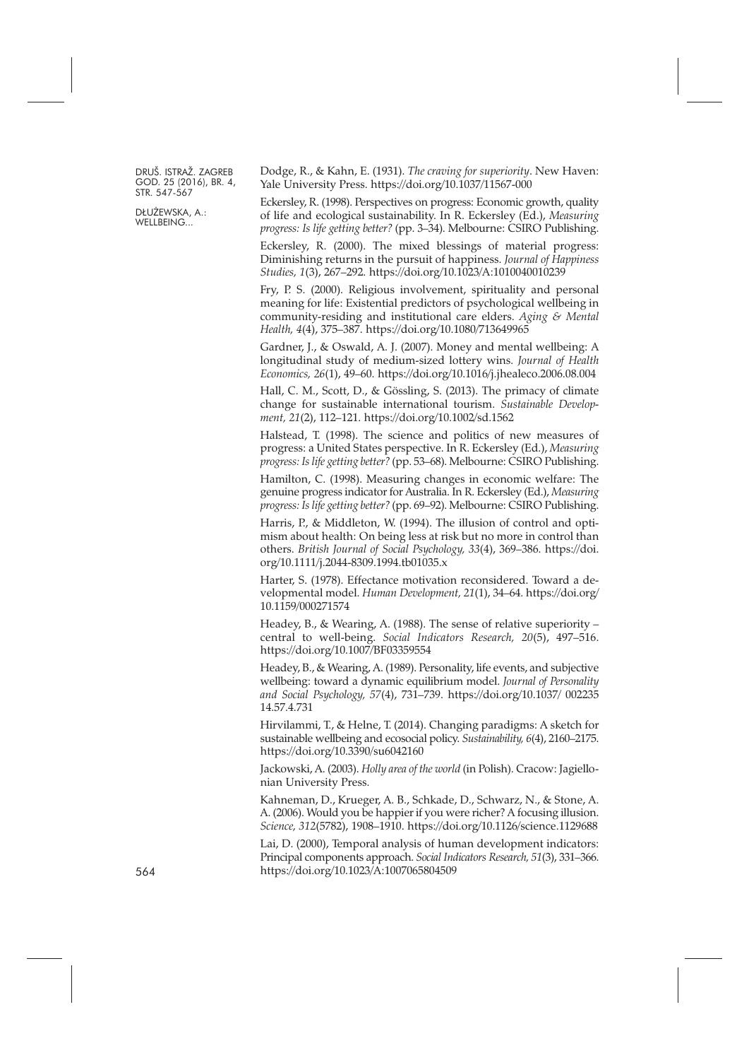Dodge, R., & Kahn, E. (1931). *The craving for superiority*. New Haven: Yale University Press. https://doi.org/10.1037/11567-000

Eckersley, R. (1998). Perspectives on progress: Economic growth, quality of life and ecological sustainability. In R. Eckersley (Ed.), *Measuring progress: Is life getting better?* (pp. 3–34). Melbourne: CSIRO Publishing.

Eckersley, R. (2000). The mixed blessings of material progress: Diminishing returns in the pursuit of happiness. *Journal of Happiness Studies, 1*(3), 267–292. https://doi.org/10.1023/A:1010040010239

Fry, P. S. (2000). Religious involvement, spirituality and personal meaning for life: Existential predictors of psychological wellbeing in community-residing and institutional care elders. *Aging & Mental Health, 4*(4), 375–387. https://doi.org/10.1080/713649965

Gardner, J., & Oswald, A. J. (2007). Money and mental wellbeing: A longitudinal study of medium-sized lottery wins. *Journal of Health Economics, 26*(1), 49–60. https://doi.org/10.1016/j.jhealeco.2006.08.004

Hall, C. M., Scott, D., & Gössling, S. (2013). The primacy of climate change for sustainable international tourism. *Sustainable Development, 21*(2), 112–121. https://doi.org/10.1002/sd.1562

Halstead, T. (1998). The science and politics of new measures of progress: a United States perspective. In R. Eckersley (Ed.), *Measuring progress: Is life getting better?* (pp. 53–68). Melbourne: CSIRO Publishing.

Hamilton, C. (1998). Measuring changes in economic welfare: The genuine progress indicator for Australia. In R. Eckersley (Ed.), *Measuring progress: Is life getting better?* (pp. 69–92). Melbourne: CSIRO Publishing.

Harris, P., & Middleton, W. (1994). The illusion of control and optimism about health: On being less at risk but no more in control than others. *British Journal of Social Psychology, 33*(4), 369–386. https://doi.org/10.1111/j.2044-8309.1994.tb01035.x

Harter, S. (1978). Effectance motivation reconsidered. Toward a developmental model. *Human Development, 21*(1), 34–64. https://doi.org/10.1159/000271574

Headey, B., & Wearing, A. (1988). The sense of relative superiority – central to well-being. *Social Indicators Research, 20*(5), 497–516. https://doi.org/10.1007/BF03359554

Headey, B., & Wearing, A. (1989). Personality, life events, and subjective wellbeing: toward a dynamic equilibrium model. *Journal of Personality and Social Psychology, 57*(4), 731–739. https://doi.org/10.1037/ 002235 14.57.4.731

Hirvilammi, T., & Helne, T. (2014). Changing paradigms: A sketch for sustainable wellbeing and ecosocial policy. *Sustainability, 6*(4), 2160–2175. https://doi.org/10.3390/su6042160

Jackowski, A. (2003). *Holly area of the world* (in Polish). Cracow: Jagiellonian University Press.

Kahneman, D., Krueger, A. B., Schkade, D., Schwarz, N., & Stone, A. A. (2006). Would you be happier if you were richer? A focusing illusion. *Science, 312*(5782), 1908–1910. https://doi.org/10.1126/science.1129688

Lai, D. (2000), Temporal analysis of human development indicators: Principal components approach. *Social Indicators Research, 51*(3), 331–366. https://doi.org/10.1023/A:1007065804509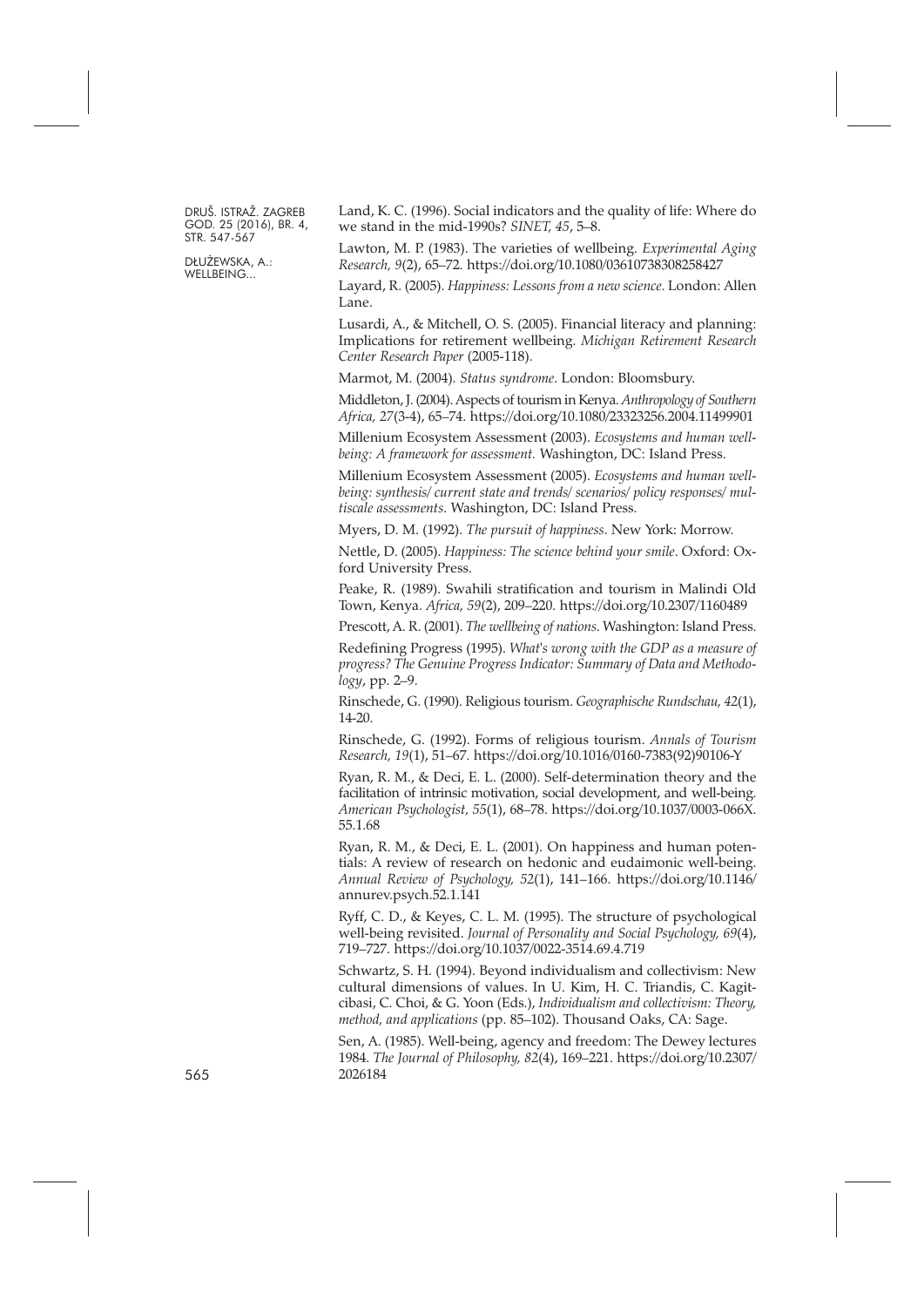Land, K. C. (1996). Social indicators and the quality of life: Where do we stand in the mid-1990s? *SINET, 45*, 5–8.

Lawton, M. P. (1983). The varieties of wellbeing. *Experimental Aging Research, 9*(2), 65–72. https://doi.org/10.1080/03610738308258427

Layard, R. (2005). *Happiness: Lessons from a new science*. London: Allen Lane.

Lusardi, A., & Mitchell, O. S. (2005). Financial literacy and planning: Implications for retirement wellbeing. *Michigan Retirement Research Center Research Paper* (2005-118).

Marmot, M. (2004). *Status syndrome*. London: Bloomsbury.

Middleton, J. (2004). Aspects of tourism in Kenya. *Anthropology of Southern Africa, 27*(3-4), 65–74. https://doi.org/10.1080/23323256.2004.11499901

Millenium Ecosystem Assessment (2003). *Ecosystems and human wellbeing: A framework for assessment.* Washington, DC: Island Press.

Millenium Ecosystem Assessment (2005). *Ecosystems and human wellbeing: synthesis/ current state and trends/ scenarios/ policy responses/ multiscale assessments.* Washington, DC: Island Press.

Myers, D. M. (1992). *The pursuit of happiness*. New York: Morrow.

Nettle, D. (2005). *Happiness: The science behind your smile*. Oxford: Oxford University Press.

Peake, R. (1989). Swahili stratification and tourism in Malindi Old Town, Kenya. *Africa, 59*(2), 209–220. https://doi.org/10.2307/1160489

Prescott, A. R. (2001). *The wellbeing of nations*. Washington: Island Press.

Redefining Progress (1995). *What's wrong with the GDP as a measure of progress? The Genuine Progress Indicator: Summary of Data and Methodology*, pp. 2–9.

Rinschede, G. (1990). Religious tourism. *Geographische Rundschau, 42*(1), 14-20.

Rinschede, G. (1992). Forms of religious tourism. *Annals of Tourism Research, 19*(1), 51–67. https://doi.org/10.1016/0160-7383(92)90106-Y

Ryan, R. M., & Deci, E. L. (2000). Self-determination theory and the facilitation of intrinsic motivation, social development, and well-being. *American Psychologist, 55*(1), 68–78. https://doi.org/10.1037/0003-066X.55.1.68

Ryan, R. M., & Deci, E. L. (2001). On happiness and human potentials: A review of research on hedonic and eudaimonic well-being. *Annual Review of Psychology, 52*(1), 141–166. https://doi.org/10.1146/annurev.psych.52.1.141

Ryff, C. D., & Keyes, C. L. M. (1995). The structure of psychological well-being revisited. *Journal of Personality and Social Psychology, 69*(4), 719–727. https://doi.org/10.1037/0022-3514.69.4.719

Schwartz, S. H. (1994). Beyond individualism and collectivism: New cultural dimensions of values. In U. Kim, H. C. Triandis, C. Kagitcibasi, C. Choi, & G. Yoon (Eds.), *Individualism and collectivism: Theory, method, and applications* (pp. 85–102). Thousand Oaks, CA: Sage.

Sen, A. (1985). Well-being, agency and freedom: The Dewey lectures 1984. *The Journal of Philosophy, 82*(4), 169–221. https://doi.org/10.2307/2026184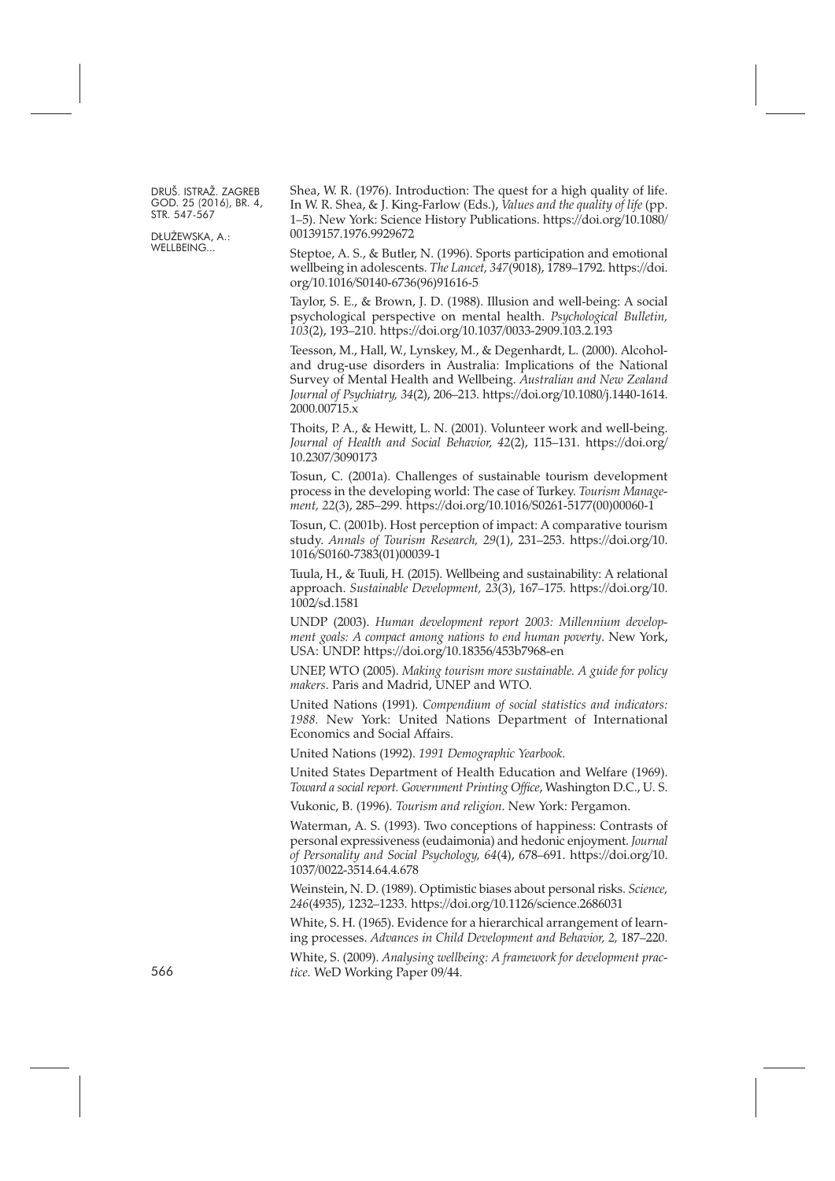Shea, W. R. (1976). Introduction: The quest for a high quality of life. In W. R. Shea, & J. King-Farlow (Eds.), *Values and the quality of life* (pp. 1–5). New York: Science History Publications. https://doi.org/10.1080/00139157.1976.9929672

Steptoe, A. S., & Butler, N. (1996). Sports participation and emotional wellbeing in adolescents. *The Lancet, 347*(9018), 1789–1792. https://doi.org/10.1016/S0140-6736(96)91616-5

Taylor, S. E., & Brown, J. D. (1988). Illusion and well-being: A social psychological perspective on mental health. *Psychological Bulletin, 103*(2), 193–210. https://doi.org/10.1037/0033-2909.103.2.193

Teesson, M., Hall, W., Lynskey, M., & Degenhardt, L. (2000). Alcohol- and drug-use disorders in Australia: Implications of the National Survey of Mental Health and Wellbeing. *Australian and New Zealand Journal of Psychiatry, 34*(2), 206–213. https://doi.org/10.1080/j.1440-1614.2000.00715.x

Thoits, P. A., & Hewitt, L. N. (2001). Volunteer work and well-being. *Journal of Health and Social Behavior, 42*(2), 115–131. https://doi.org/10.2307/3090173

Tosun, C. (2001a). Challenges of sustainable tourism development process in the developing world: The case of Turkey. *Tourism Management, 22*(3), 285–299. https://doi.org/10.1016/S0261-5177(00)00060-1

Tosun, C. (2001b). Host perception of impact: A comparative tourism study. *Annals of Tourism Research, 29*(1), 231–253. https://doi.org/10.1016/S0160-7383(01)00039-1

Tuula, H., & Tuuli, H. (2015). Wellbeing and sustainability: A relational approach. *Sustainable Development, 23*(3), 167–175. https://doi.org/10.1002/sd.1581

UNDP (2003). *Human development report 2003: Millennium development goals: A compact among nations to end human poverty*. New York, USA: UNDP. https://doi.org/10.18356/453b7968-en

UNEP, WTO (2005). *Making tourism more sustainable. A guide for policy makers*. Paris and Madrid, UNEP and WTO.

United Nations (1991). *Compendium of social statistics and indicators: 1988.* New York: United Nations Department of International Economics and Social Affairs.

United Nations (1992). *1991 Demographic Yearbook*.

United States Department of Health Education and Welfare (1969). *Toward a social report. Government Printing Office*, Washington D.C., U. S.

Vukonic, B. (1996). *Tourism and religion*. New York: Pergamon.

Waterman, A. S. (1993). Two conceptions of happiness: Contrasts of personal expressiveness (eudaimonia) and hedonic enjoyment. *Journal of Personality and Social Psychology, 64*(4), 678–691. https://doi.org/10.1037/0022-3514.64.4.678

Weinstein, N. D. (1989). Optimistic biases about personal risks. *Science, 246*(4935), 1232–1233. https://doi.org/10.1126/science.2686031

White, S. H. (1965). Evidence for a hierarchical arrangement of learning processes. *Advances in Child Development and Behavior, 2,* 187–220.

White, S. (2009). *Analysing wellbeing: A framework for development practice.* WeD Working Paper 09/44.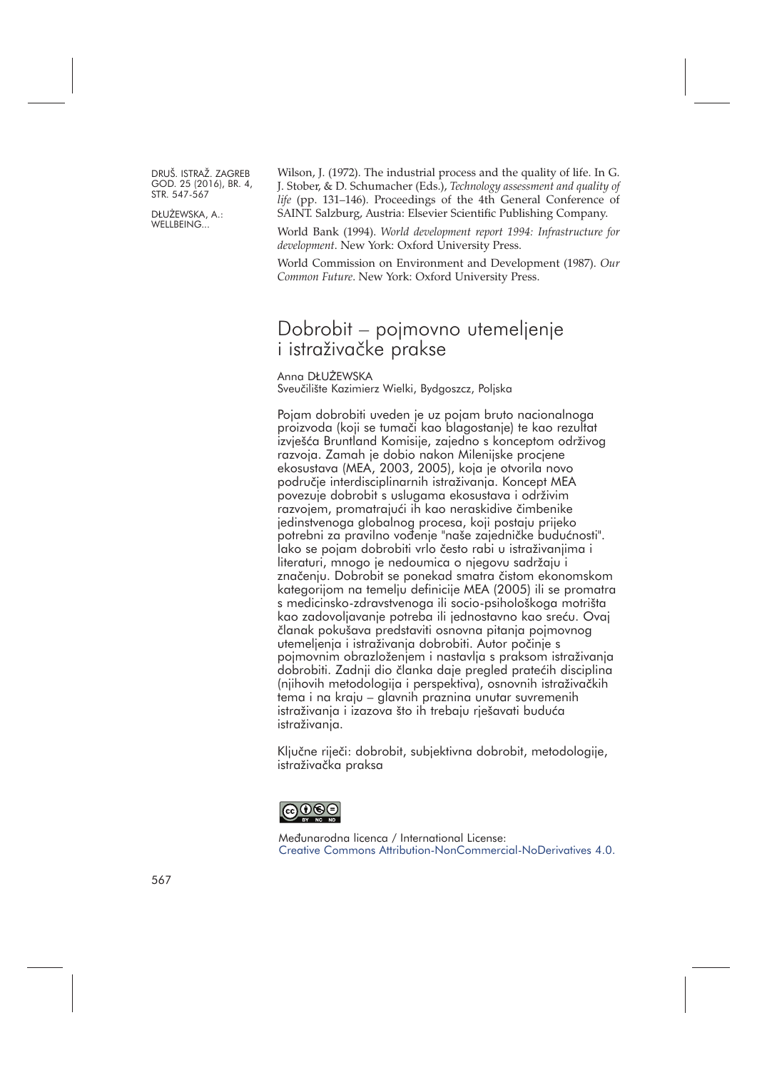Wilson, J. (1972). The industrial process and the quality of life. In G. J. Stober, & D. Schumacher (Eds.), *Technology assessment and quality of life* (pp. 131–146). Proceedings of the 4th General Conference of SAINT. Salzburg, Austria: Elsevier Scientific Publishing Company.

World Bank (1994). *World development report 1994: Infrastructure for development*. New York: Oxford University Press.

World Commission on Environment and Development (1987). *Our Common Future*. New York: Oxford University Press.

# Dobrobit – pojmovno utemeljenje i istraživačke prakse

Anna DŁUŻEWSKA
Sveučilište Kazimierz Wielki, Bydgoszcz, Poljska

Pojam dobrobiti uveden je uz pojam bruto nacionalnoga proizvoda (koji se tumači kao blagostanje) te kao rezultat izvješća Bruntland Komisije, zajedno s konceptom održivog razvoja. Zamah je dobio nakon Milenijske procjene ekosustava (MEA, 2003, 2005), koja je otvorila novo područje interdisciplinarnih istraživanja. Koncept MEA povezuje dobrobit s uslugama ekosustava i održivim razvojem, promatrajući ih kao neraskidive čimbenike jedinstvenoga globalnog procesa, koji postaju prijeko potrebni za pravilno vođenje "naše zajedničke budućnosti". Iako se pojam dobrobiti vrlo često rabi u istraživanjima i literaturi, mnogo je nedoumica o njegovu sadržaju i značenju. Dobrobit se ponekad smatra čistom ekonomskom kategorijom na temelju definicije MEA (2005) ili se promatra s medicinsko-zdravstvenoga ili socio-psihološkoga motrišta kao zadovoljavanje potreba ili jednostavno kao sreću. Ovaj članak pokušava predstaviti osnovna pitanja pojmovnog utemeljenja i istraživanja dobrobiti. Autor počinje s pojmovnim obrazloženjem i nastavlja s praksom istraživanja dobrobiti. Zadnji dio članka daje pregled pratećih disciplina (njihovih metodologija i perspektiva), osnovnih istraživačkih tema i na kraju – glavnih praznina unutar suvremenih istraživanja i izazova što ih trebaju rješavati buduća istraživanja.

Ključne riječi: dobrobit, subjektivna dobrobit, metodologije, istraživačka praksa

Međunarodna licenca / International License:
Creative Commons Attribution-NonCommercial-NoDerivatives 4.0.